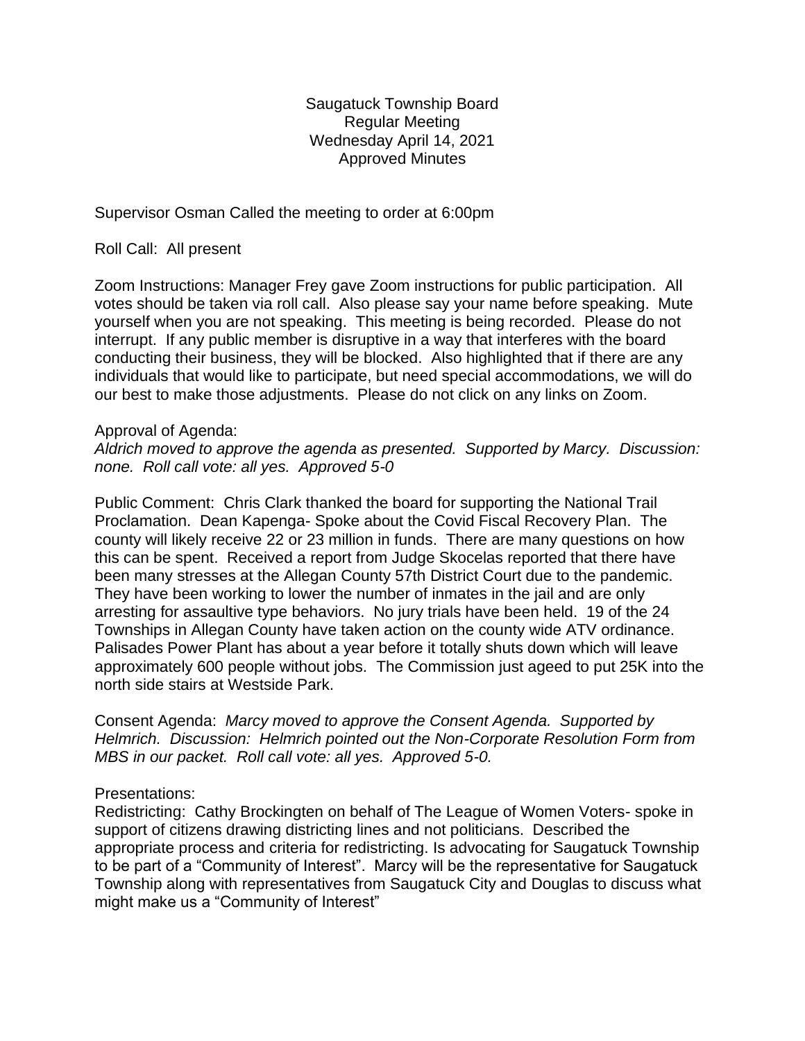Saugatuck Township Board
Regular Meeting
Wednesday April 14, 2021
Approved Minutes

Supervisor Osman Called the meeting to order at 6:00pm

Roll Call: All present

Zoom Instructions: Manager Frey gave Zoom instructions for public participation. All votes should be taken via roll call. Also please say your name before speaking. Mute yourself when you are not speaking. This meeting is being recorded. Please do not interrupt. If any public member is disruptive in a way that interferes with the board conducting their business, they will be blocked. Also highlighted that if there are any individuals that would like to participate, but need special accommodations, we will do our best to make those adjustments. Please do not click on any links on Zoom.

Approval of Agenda:
*Aldrich moved to approve the agenda as presented. Supported by Marcy. Discussion: none. Roll call vote: all yes. Approved 5-0*

Public Comment: Chris Clark thanked the board for supporting the National Trail Proclamation. Dean Kapenga- Spoke about the Covid Fiscal Recovery Plan. The county will likely receive 22 or 23 million in funds. There are many questions on how this can be spent. Received a report from Judge Skocelas reported that there have been many stresses at the Allegan County 57th District Court due to the pandemic. They have been working to lower the number of inmates in the jail and are only arresting for assaultive type behaviors. No jury trials have been held. 19 of the 24 Townships in Allegan County have taken action on the county wide ATV ordinance. Palisades Power Plant has about a year before it totally shuts down which will leave approximately 600 people without jobs. The Commission just ageed to put 25K into the north side stairs at Westside Park.

Consent Agenda: *Marcy moved to approve the Consent Agenda. Supported by Helmrich. Discussion: Helmrich pointed out the Non-Corporate Resolution Form from MBS in our packet. Roll call vote: all yes. Approved 5-0.*

Presentations:
Redistricting: Cathy Brockingten on behalf of The League of Women Voters- spoke in support of citizens drawing districting lines and not politicians. Described the appropriate process and criteria for redistricting. Is advocating for Saugatuck Township to be part of a "Community of Interest". Marcy will be the representative for Saugatuck Township along with representatives from Saugatuck City and Douglas to discuss what might make us a "Community of Interest"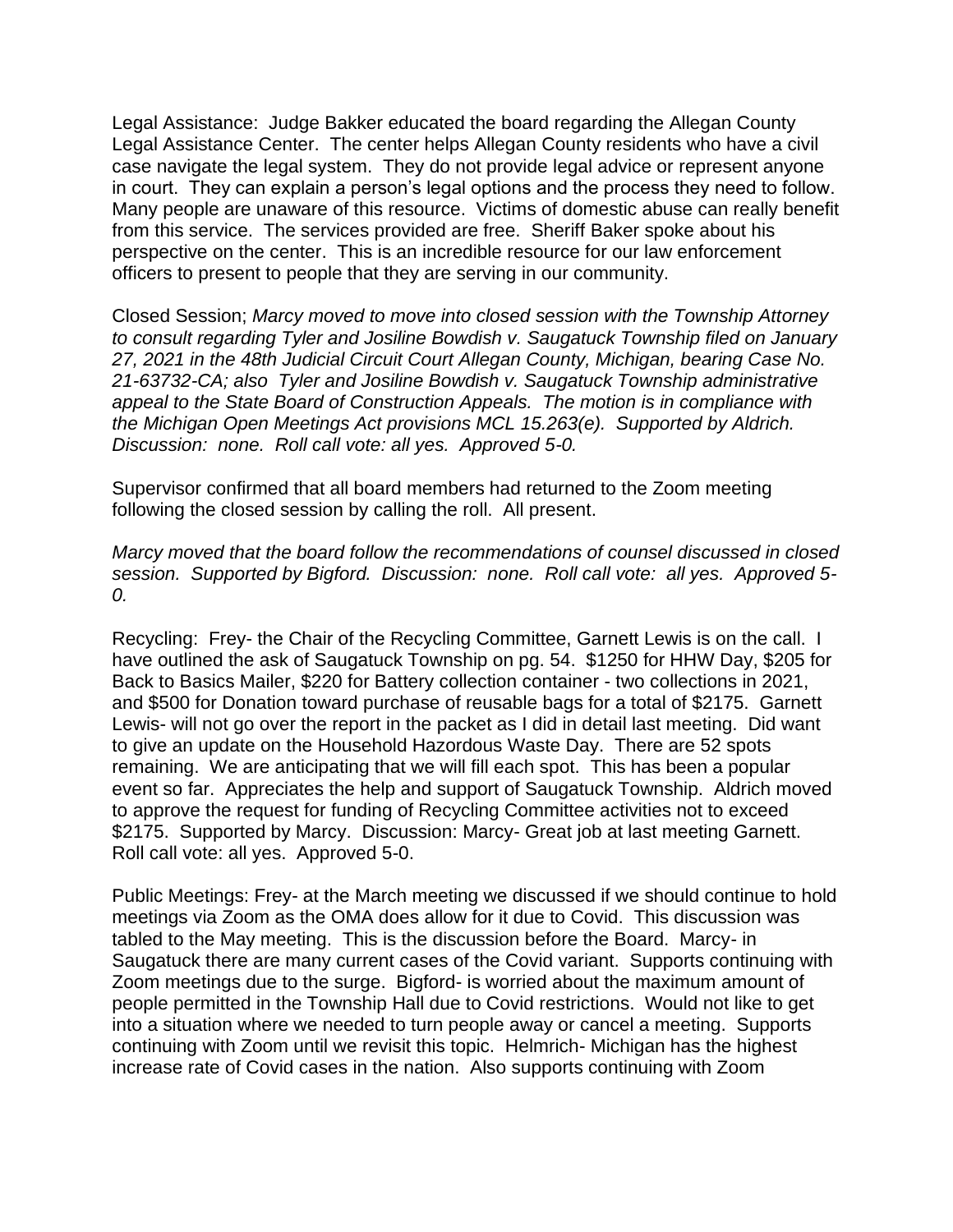Legal Assistance: Judge Bakker educated the board regarding the Allegan County Legal Assistance Center. The center helps Allegan County residents who have a civil case navigate the legal system. They do not provide legal advice or represent anyone in court. They can explain a person's legal options and the process they need to follow. Many people are unaware of this resource. Victims of domestic abuse can really benefit from this service. The services provided are free. Sheriff Baker spoke about his perspective on the center. This is an incredible resource for our law enforcement officers to present to people that they are serving in our community.

Closed Session; *Marcy moved to move into closed session with the Township Attorney to consult regarding Tyler and Josiline Bowdish v. Saugatuck Township filed on January 27, 2021 in the 48th Judicial Circuit Court Allegan County, Michigan, bearing Case No. 21-63732-CA; also Tyler and Josiline Bowdish v. Saugatuck Township administrative appeal to the State Board of Construction Appeals. The motion is in compliance with the Michigan Open Meetings Act provisions MCL 15.263(e). Supported by Aldrich. Discussion: none. Roll call vote: all yes. Approved 5-0.*

Supervisor confirmed that all board members had returned to the Zoom meeting following the closed session by calling the roll. All present.

*Marcy moved that the board follow the recommendations of counsel discussed in closed session. Supported by Bigford. Discussion: none. Roll call vote: all yes. Approved 5-0.*

Recycling: Frey- the Chair of the Recycling Committee, Garnett Lewis is on the call. I have outlined the ask of Saugatuck Township on pg. 54. $1250 for HHW Day, $205 for Back to Basics Mailer, $220 for Battery collection container - two collections in 2021, and $500 for Donation toward purchase of reusable bags for a total of $2175. Garnett Lewis- will not go over the report in the packet as I did in detail last meeting. Did want to give an update on the Household Hazordous Waste Day. There are 52 spots remaining. We are anticipating that we will fill each spot. This has been a popular event so far. Appreciates the help and support of Saugatuck Township. Aldrich moved to approve the request for funding of Recycling Committee activities not to exceed $2175. Supported by Marcy. Discussion: Marcy- Great job at last meeting Garnett. Roll call vote: all yes. Approved 5-0.

Public Meetings: Frey- at the March meeting we discussed if we should continue to hold meetings via Zoom as the OMA does allow for it due to Covid. This discussion was tabled to the May meeting. This is the discussion before the Board. Marcy- in Saugatuck there are many current cases of the Covid variant. Supports continuing with Zoom meetings due to the surge. Bigford- is worried about the maximum amount of people permitted in the Township Hall due to Covid restrictions. Would not like to get into a situation where we needed to turn people away or cancel a meeting. Supports continuing with Zoom until we revisit this topic. Helmrich- Michigan has the highest increase rate of Covid cases in the nation. Also supports continuing with Zoom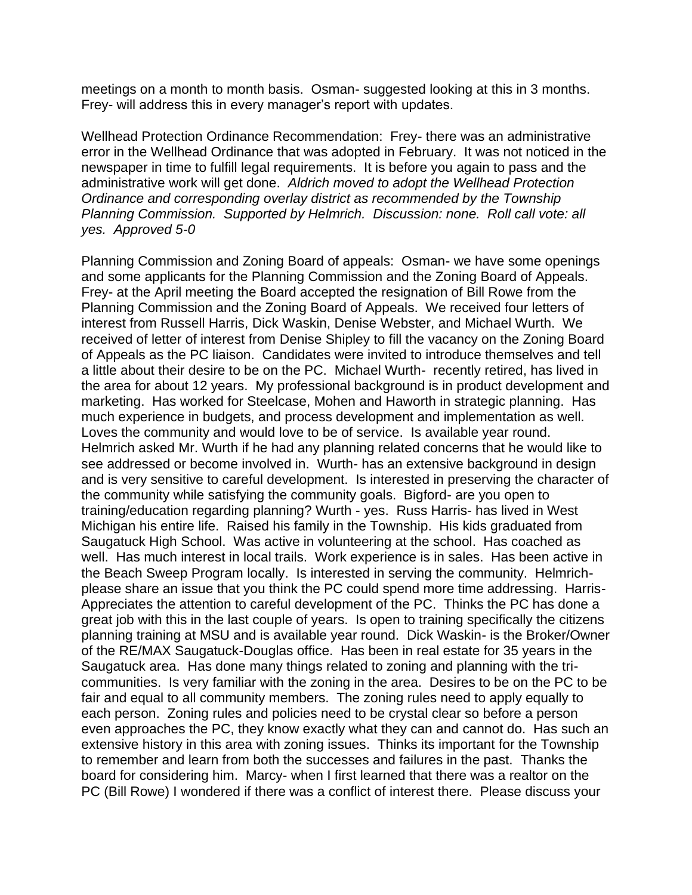meetings on a month to month basis. Osman- suggested looking at this in 3 months. Frey- will address this in every manager's report with updates.

Wellhead Protection Ordinance Recommendation: Frey- there was an administrative error in the Wellhead Ordinance that was adopted in February. It was not noticed in the newspaper in time to fulfill legal requirements. It is before you again to pass and the administrative work will get done. *Aldrich moved to adopt the Wellhead Protection Ordinance and corresponding overlay district as recommended by the Township Planning Commission. Supported by Helmrich. Discussion: none. Roll call vote: all yes. Approved 5-0*

Planning Commission and Zoning Board of appeals: Osman- we have some openings and some applicants for the Planning Commission and the Zoning Board of Appeals. Frey- at the April meeting the Board accepted the resignation of Bill Rowe from the Planning Commission and the Zoning Board of Appeals. We received four letters of interest from Russell Harris, Dick Waskin, Denise Webster, and Michael Wurth. We received of letter of interest from Denise Shipley to fill the vacancy on the Zoning Board of Appeals as the PC liaison. Candidates were invited to introduce themselves and tell a little about their desire to be on the PC. Michael Wurth- recently retired, has lived in the area for about 12 years. My professional background is in product development and marketing. Has worked for Steelcase, Mohen and Haworth in strategic planning. Has much experience in budgets, and process development and implementation as well. Loves the community and would love to be of service. Is available year round. Helmrich asked Mr. Wurth if he had any planning related concerns that he would like to see addressed or become involved in. Wurth- has an extensive background in design and is very sensitive to careful development. Is interested in preserving the character of the community while satisfying the community goals. Bigford- are you open to training/education regarding planning? Wurth - yes. Russ Harris- has lived in West Michigan his entire life. Raised his family in the Township. His kids graduated from Saugatuck High School. Was active in volunteering at the school. Has coached as well. Has much interest in local trails. Work experience is in sales. Has been active in the Beach Sweep Program locally. Is interested in serving the community. Helmrich- please share an issue that you think the PC could spend more time addressing. Harris- Appreciates the attention to careful development of the PC. Thinks the PC has done a great job with this in the last couple of years. Is open to training specifically the citizens planning training at MSU and is available year round. Dick Waskin- is the Broker/Owner of the RE/MAX Saugatuck-Douglas office. Has been in real estate for 35 years in the Saugatuck area. Has done many things related to zoning and planning with the tri-communities. Is very familiar with the zoning in the area. Desires to be on the PC to be fair and equal to all community members. The zoning rules need to apply equally to each person. Zoning rules and policies need to be crystal clear so before a person even approaches the PC, they know exactly what they can and cannot do. Has such an extensive history in this area with zoning issues. Thinks its important for the Township to remember and learn from both the successes and failures in the past. Thanks the board for considering him. Marcy- when I first learned that there was a realtor on the PC (Bill Rowe) I wondered if there was a conflict of interest there. Please discuss your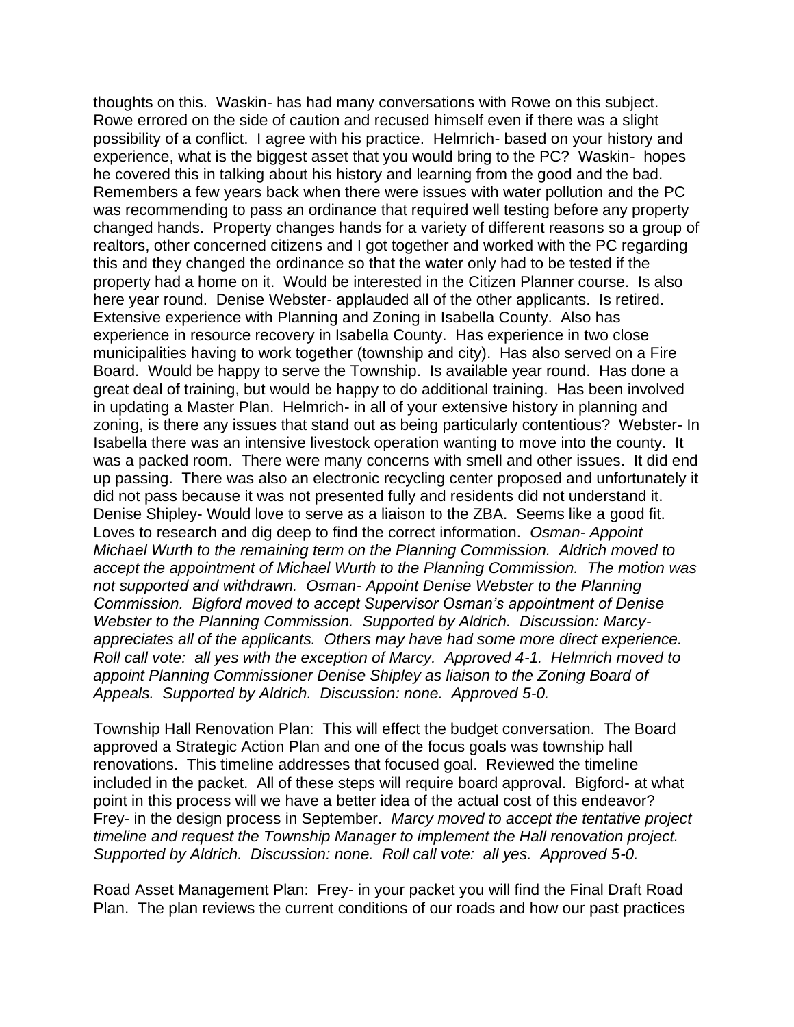thoughts on this. Waskin- has had many conversations with Rowe on this subject. Rowe errored on the side of caution and recused himself even if there was a slight possibility of a conflict. I agree with his practice. Helmrich- based on your history and experience, what is the biggest asset that you would bring to the PC? Waskin- hopes he covered this in talking about his history and learning from the good and the bad. Remembers a few years back when there were issues with water pollution and the PC was recommending to pass an ordinance that required well testing before any property changed hands. Property changes hands for a variety of different reasons so a group of realtors, other concerned citizens and I got together and worked with the PC regarding this and they changed the ordinance so that the water only had to be tested if the property had a home on it. Would be interested in the Citizen Planner course. Is also here year round. Denise Webster- applauded all of the other applicants. Is retired. Extensive experience with Planning and Zoning in Isabella County. Also has experience in resource recovery in Isabella County. Has experience in two close municipalities having to work together (township and city). Has also served on a Fire Board. Would be happy to serve the Township. Is available year round. Has done a great deal of training, but would be happy to do additional training. Has been involved in updating a Master Plan. Helmrich- in all of your extensive history in planning and zoning, is there any issues that stand out as being particularly contentious? Webster- In Isabella there was an intensive livestock operation wanting to move into the county. It was a packed room. There were many concerns with smell and other issues. It did end up passing. There was also an electronic recycling center proposed and unfortunately it did not pass because it was not presented fully and residents did not understand it. Denise Shipley- Would love to serve as a liaison to the ZBA. Seems like a good fit. Loves to research and dig deep to find the correct information. *Osman- Appoint Michael Wurth to the remaining term on the Planning Commission. Aldrich moved to accept the appointment of Michael Wurth to the Planning Commission. The motion was not supported and withdrawn. Osman- Appoint Denise Webster to the Planning Commission. Bigford moved to accept Supervisor Osman's appointment of Denise Webster to the Planning Commission. Supported by Aldrich. Discussion: Marcy- appreciates all of the applicants. Others may have had some more direct experience. Roll call vote: all yes with the exception of Marcy. Approved 4-1. Helmrich moved to appoint Planning Commissioner Denise Shipley as liaison to the Zoning Board of Appeals. Supported by Aldrich. Discussion: none. Approved 5-0.*

Township Hall Renovation Plan: This will effect the budget conversation. The Board approved a Strategic Action Plan and one of the focus goals was township hall renovations. This timeline addresses that focused goal. Reviewed the timeline included in the packet. All of these steps will require board approval. Bigford- at what point in this process will we have a better idea of the actual cost of this endeavor? Frey- in the design process in September. *Marcy moved to accept the tentative project timeline and request the Township Manager to implement the Hall renovation project. Supported by Aldrich. Discussion: none. Roll call vote: all yes. Approved 5-0.*

Road Asset Management Plan: Frey- in your packet you will find the Final Draft Road Plan. The plan reviews the current conditions of our roads and how our past practices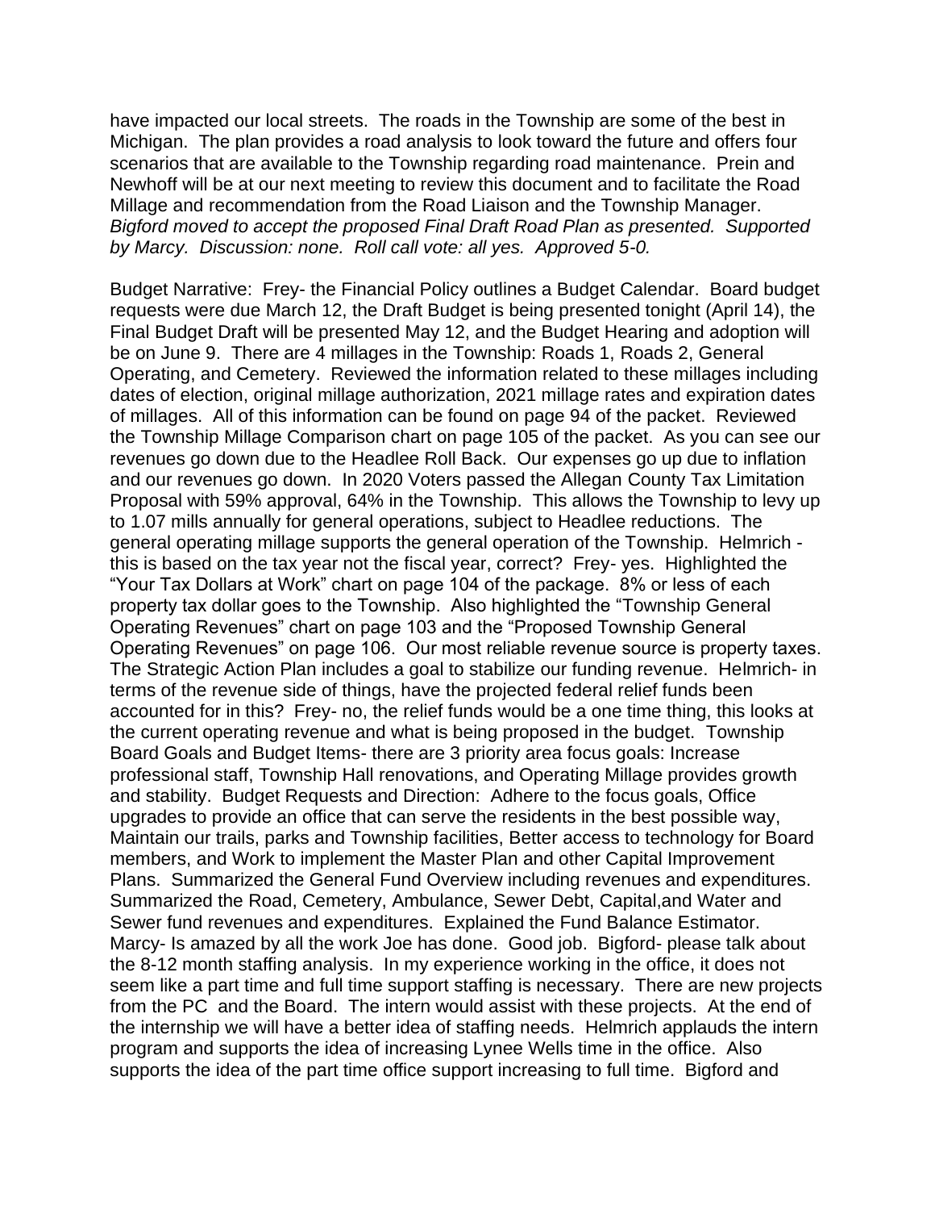have impacted our local streets. The roads in the Township are some of the best in Michigan. The plan provides a road analysis to look toward the future and offers four scenarios that are available to the Township regarding road maintenance. Prein and Newhoff will be at our next meeting to review this document and to facilitate the Road Millage and recommendation from the Road Liaison and the Township Manager. *Bigford moved to accept the proposed Final Draft Road Plan as presented. Supported by Marcy. Discussion: none. Roll call vote: all yes. Approved 5-0.*

Budget Narrative: Frey- the Financial Policy outlines a Budget Calendar. Board budget requests were due March 12, the Draft Budget is being presented tonight (April 14), the Final Budget Draft will be presented May 12, and the Budget Hearing and adoption will be on June 9. There are 4 millages in the Township: Roads 1, Roads 2, General Operating, and Cemetery. Reviewed the information related to these millages including dates of election, original millage authorization, 2021 millage rates and expiration dates of millages. All of this information can be found on page 94 of the packet. Reviewed the Township Millage Comparison chart on page 105 of the packet. As you can see our revenues go down due to the Headlee Roll Back. Our expenses go up due to inflation and our revenues go down. In 2020 Voters passed the Allegan County Tax Limitation Proposal with 59% approval, 64% in the Township. This allows the Township to levy up to 1.07 mills annually for general operations, subject to Headlee reductions. The general operating millage supports the general operation of the Township. Helmrich - this is based on the tax year not the fiscal year, correct? Frey- yes. Highlighted the "Your Tax Dollars at Work" chart on page 104 of the package. 8% or less of each property tax dollar goes to the Township. Also highlighted the "Township General Operating Revenues" chart on page 103 and the "Proposed Township General Operating Revenues" on page 106. Our most reliable revenue source is property taxes. The Strategic Action Plan includes a goal to stabilize our funding revenue. Helmrich- in terms of the revenue side of things, have the projected federal relief funds been accounted for in this? Frey- no, the relief funds would be a one time thing, this looks at the current operating revenue and what is being proposed in the budget. Township Board Goals and Budget Items- there are 3 priority area focus goals: Increase professional staff, Township Hall renovations, and Operating Millage provides growth and stability. Budget Requests and Direction: Adhere to the focus goals, Office upgrades to provide an office that can serve the residents in the best possible way, Maintain our trails, parks and Township facilities, Better access to technology for Board members, and Work to implement the Master Plan and other Capital Improvement Plans. Summarized the General Fund Overview including revenues and expenditures. Summarized the Road, Cemetery, Ambulance, Sewer Debt, Capital,and Water and Sewer fund revenues and expenditures. Explained the Fund Balance Estimator. Marcy- Is amazed by all the work Joe has done. Good job. Bigford- please talk about the 8-12 month staffing analysis. In my experience working in the office, it does not seem like a part time and full time support staffing is necessary. There are new projects from the PC and the Board. The intern would assist with these projects. At the end of the internship we will have a better idea of staffing needs. Helmrich applauds the intern program and supports the idea of increasing Lynee Wells time in the office. Also supports the idea of the part time office support increasing to full time. Bigford and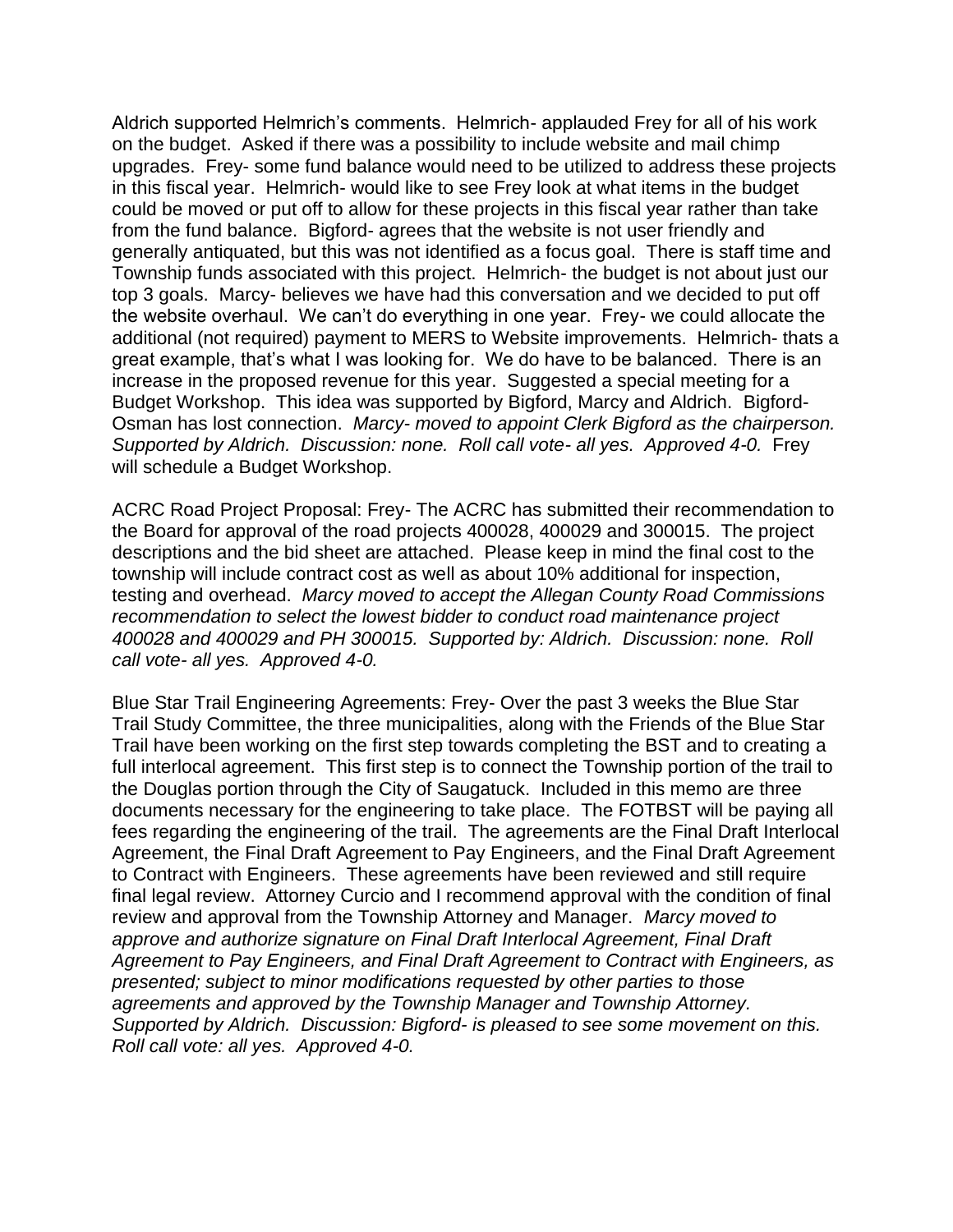Aldrich supported Helmrich's comments. Helmrich- applauded Frey for all of his work on the budget. Asked if there was a possibility to include website and mail chimp upgrades. Frey- some fund balance would need to be utilized to address these projects in this fiscal year. Helmrich- would like to see Frey look at what items in the budget could be moved or put off to allow for these projects in this fiscal year rather than take from the fund balance. Bigford- agrees that the website is not user friendly and generally antiquated, but this was not identified as a focus goal. There is staff time and Township funds associated with this project. Helmrich- the budget is not about just our top 3 goals. Marcy- believes we have had this conversation and we decided to put off the website overhaul. We can't do everything in one year. Frey- we could allocate the additional (not required) payment to MERS to Website improvements. Helmrich- thats a great example, that's what I was looking for. We do have to be balanced. There is an increase in the proposed revenue for this year. Suggested a special meeting for a Budget Workshop. This idea was supported by Bigford, Marcy and Aldrich. Bigford- Osman has lost connection. *Marcy- moved to appoint Clerk Bigford as the chairperson. Supported by Aldrich. Discussion: none. Roll call vote- all yes. Approved 4-0.* Frey will schedule a Budget Workshop.

ACRC Road Project Proposal: Frey- The ACRC has submitted their recommendation to the Board for approval of the road projects 400028, 400029 and 300015. The project descriptions and the bid sheet are attached. Please keep in mind the final cost to the township will include contract cost as well as about 10% additional for inspection, testing and overhead. *Marcy moved to accept the Allegan County Road Commissions recommendation to select the lowest bidder to conduct road maintenance project 400028 and 400029 and PH 300015. Supported by: Aldrich. Discussion: none. Roll call vote- all yes. Approved 4-0.*

Blue Star Trail Engineering Agreements: Frey- Over the past 3 weeks the Blue Star Trail Study Committee, the three municipalities, along with the Friends of the Blue Star Trail have been working on the first step towards completing the BST and to creating a full interlocal agreement. This first step is to connect the Township portion of the trail to the Douglas portion through the City of Saugatuck. Included in this memo are three documents necessary for the engineering to take place. The FOTBST will be paying all fees regarding the engineering of the trail. The agreements are the Final Draft Interlocal Agreement, the Final Draft Agreement to Pay Engineers, and the Final Draft Agreement to Contract with Engineers. These agreements have been reviewed and still require final legal review. Attorney Curcio and I recommend approval with the condition of final review and approval from the Township Attorney and Manager. *Marcy moved to approve and authorize signature on Final Draft Interlocal Agreement, Final Draft Agreement to Pay Engineers, and Final Draft Agreement to Contract with Engineers, as presented; subject to minor modifications requested by other parties to those agreements and approved by the Township Manager and Township Attorney. Supported by Aldrich. Discussion: Bigford- is pleased to see some movement on this. Roll call vote: all yes. Approved 4-0.*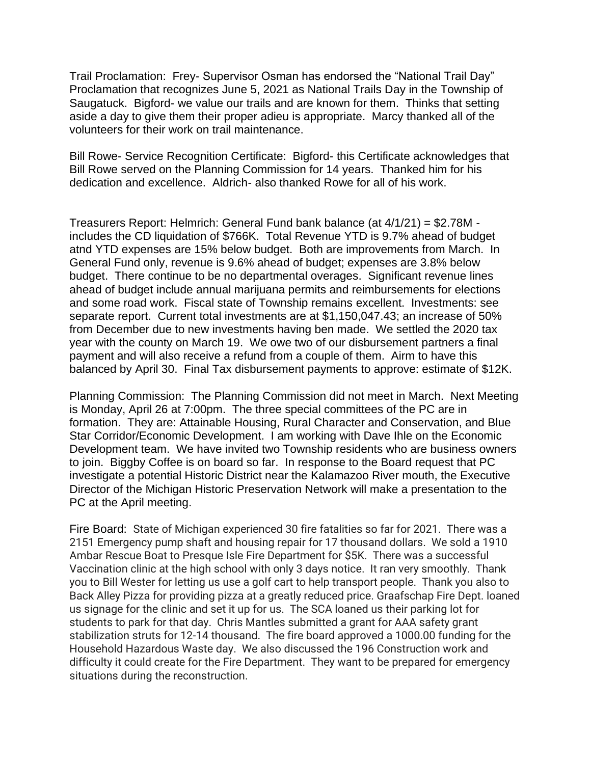Trail Proclamation: Frey- Supervisor Osman has endorsed the "National Trail Day" Proclamation that recognizes June 5, 2021 as National Trails Day in the Township of Saugatuck. Bigford- we value our trails and are known for them. Thinks that setting aside a day to give them their proper adieu is appropriate. Marcy thanked all of the volunteers for their work on trail maintenance.

Bill Rowe- Service Recognition Certificate: Bigford- this Certificate acknowledges that Bill Rowe served on the Planning Commission for 14 years. Thanked him for his dedication and excellence. Aldrich- also thanked Rowe for all of his work.

Treasurers Report: Helmrich: General Fund bank balance (at 4/1/21) = $2.78M - includes the CD liquidation of $766K. Total Revenue YTD is 9.7% ahead of budget atnd YTD expenses are 15% below budget. Both are improvements from March. In General Fund only, revenue is 9.6% ahead of budget; expenses are 3.8% below budget. There continue to be no departmental overages. Significant revenue lines ahead of budget include annual marijuana permits and reimbursements for elections and some road work. Fiscal state of Township remains excellent. Investments: see separate report. Current total investments are at $1,150,047.43; an increase of 50% from December due to new investments having ben made. We settled the 2020 tax year with the county on March 19. We owe two of our disbursement partners a final payment and will also receive a refund from a couple of them. Airm to have this balanced by April 30. Final Tax disbursement payments to approve: estimate of $12K.

Planning Commission: The Planning Commission did not meet in March. Next Meeting is Monday, April 26 at 7:00pm. The three special committees of the PC are in formation. They are: Attainable Housing, Rural Character and Conservation, and Blue Star Corridor/Economic Development. I am working with Dave Ihle on the Economic Development team. We have invited two Township residents who are business owners to join. Biggby Coffee is on board so far. In response to the Board request that PC investigate a potential Historic District near the Kalamazoo River mouth, the Executive Director of the Michigan Historic Preservation Network will make a presentation to the PC at the April meeting.

Fire Board: State of Michigan experienced 30 fire fatalities so far for 2021. There was a 2151 Emergency pump shaft and housing repair for 17 thousand dollars. We sold a 1910 Ambar Rescue Boat to Presque Isle Fire Department for $5K. There was a successful Vaccination clinic at the high school with only 3 days notice. It ran very smoothly. Thank you to Bill Wester for letting us use a golf cart to help transport people. Thank you also to Back Alley Pizza for providing pizza at a greatly reduced price. Graafschap Fire Dept. loaned us signage for the clinic and set it up for us. The SCA loaned us their parking lot for students to park for that day. Chris Mantles submitted a grant for AAA safety grant stabilization struts for 12-14 thousand. The fire board approved a 1000.00 funding for the Household Hazardous Waste day. We also discussed the 196 Construction work and difficulty it could create for the Fire Department. They want to be prepared for emergency situations during the reconstruction.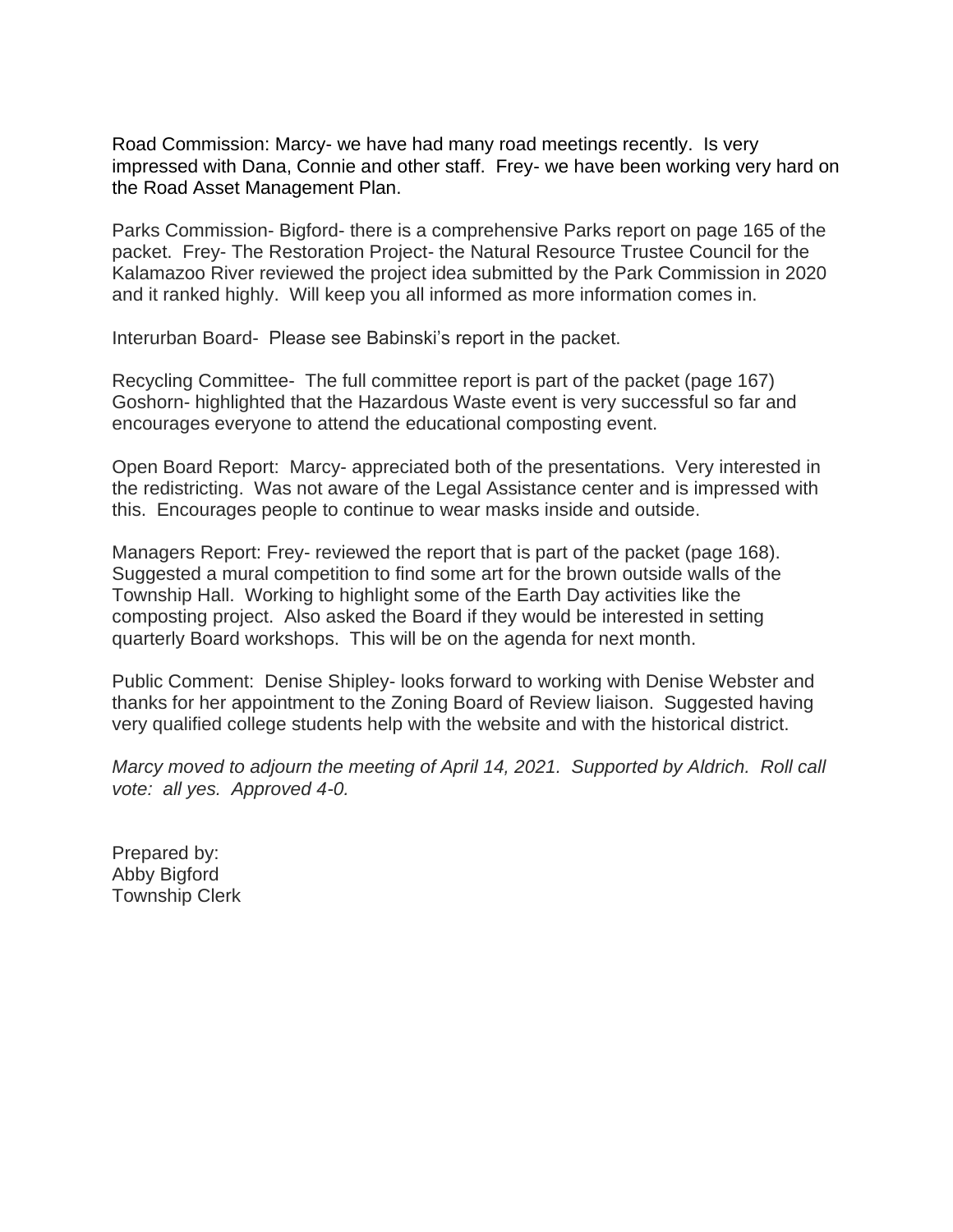Road Commission: Marcy- we have had many road meetings recently. Is very impressed with Dana, Connie and other staff. Frey- we have been working very hard on the Road Asset Management Plan.

Parks Commission- Bigford- there is a comprehensive Parks report on page 165 of the packet. Frey- The Restoration Project- the Natural Resource Trustee Council for the Kalamazoo River reviewed the project idea submitted by the Park Commission in 2020 and it ranked highly. Will keep you all informed as more information comes in.

Interurban Board- Please see Babinski's report in the packet.

Recycling Committee- The full committee report is part of the packet (page 167) Goshorn- highlighted that the Hazardous Waste event is very successful so far and encourages everyone to attend the educational composting event.

Open Board Report: Marcy- appreciated both of the presentations. Very interested in the redistricting. Was not aware of the Legal Assistance center and is impressed with this. Encourages people to continue to wear masks inside and outside.

Managers Report: Frey- reviewed the report that is part of the packet (page 168). Suggested a mural competition to find some art for the brown outside walls of the Township Hall. Working to highlight some of the Earth Day activities like the composting project. Also asked the Board if they would be interested in setting quarterly Board workshops. This will be on the agenda for next month.

Public Comment: Denise Shipley- looks forward to working with Denise Webster and thanks for her appointment to the Zoning Board of Review liaison. Suggested having very qualified college students help with the website and with the historical district.

*Marcy moved to adjourn the meeting of April 14, 2021. Supported by Aldrich. Roll call vote: all yes. Approved 4-0.*

Prepared by:
Abby Bigford
Township Clerk